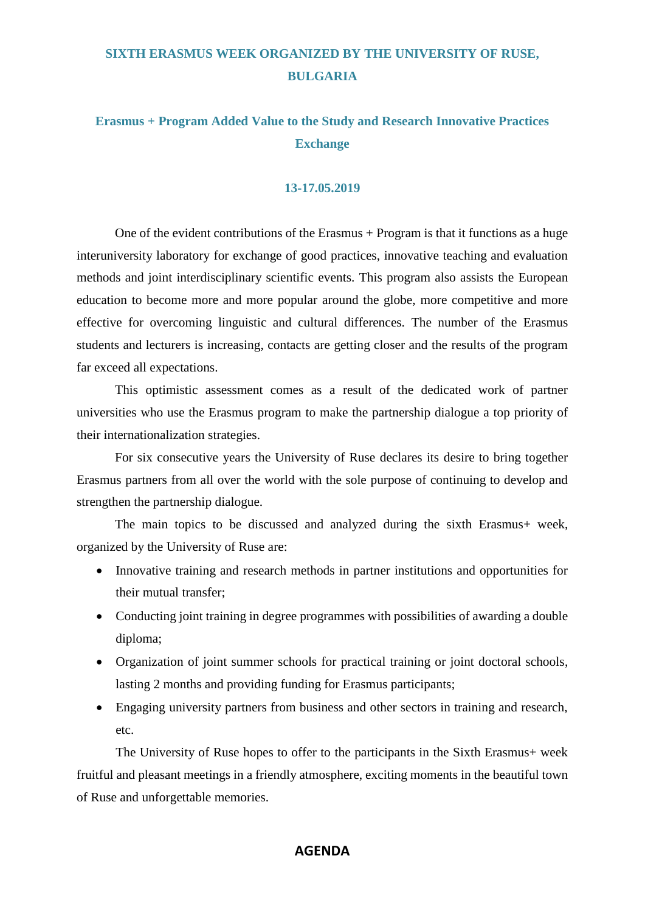# SIXTH ERASMUS WEEK ORGANIZED BY THE UNIVERSITY OF RUSE, BULGARIA

## Erasmus + Program Added Value to the Study and Research Innovative Practices Exchange

### 13-17.05.2019

One of the evident contributions of the Erasmus + Program is that it functions as a huge interuniversity laboratory for exchange of good practices, innovative teaching and evaluation methods and joint interdisciplinary scientific events. This program also assists the European education to become more and more popular around the globe, more competitive and more effective for overcoming linguistic and cultural differences. The number of the Erasmus students and lecturers is increasing, contacts are getting closer and the results of the program far exceed all expectations.

This optimistic assessment comes as a result of the dedicated work of partner universities who use the Erasmus program to make the partnership dialogue a top priority of their internationalization strategies.

For six consecutive years the University of Ruse declares its desire to bring together Erasmus partners from all over the world with the sole purpose of continuing to develop and strengthen the partnership dialogue.

The main topics to be discussed and analyzed during the sixth Erasmus+ week, organized by the University of Ruse are:

- Innovative training and research methods in partner institutions and opportunities for their mutual transfer;
- Conducting joint training in degree programmes with possibilities of awarding a double diploma;
- Organization of joint summer schools for practical training or joint doctoral schools, lasting 2 months and providing funding for Erasmus participants;
- Engaging university partners from business and other sectors in training and research, etc.

The University of Ruse hopes to offer to the participants in the Sixth Erasmus+ week fruitful and pleasant meetings in a friendly atmosphere, exciting moments in the beautiful town of Ruse and unforgettable memories.

## AGENDA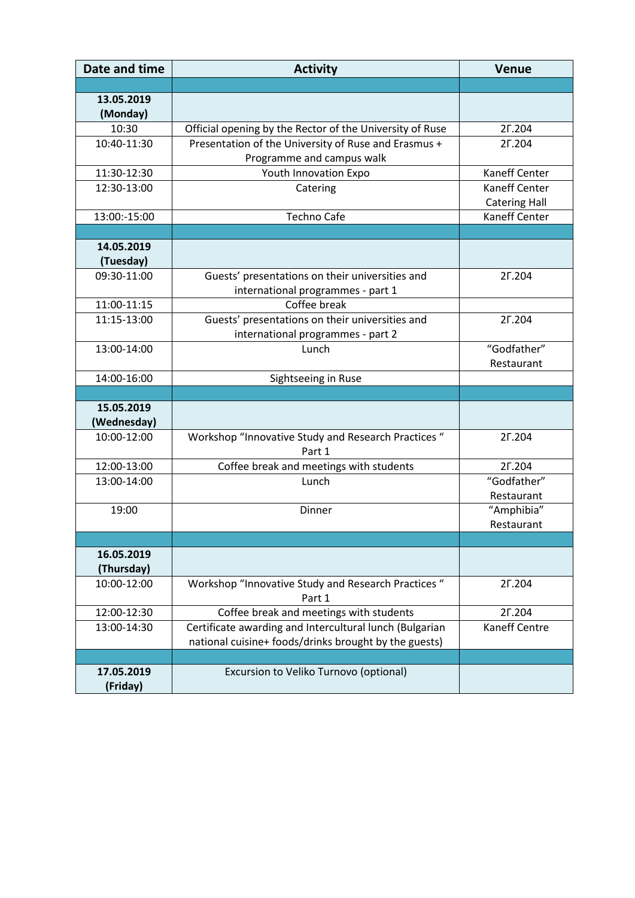| Date and time | Activity | Venue |
|---|---|---|
| | | |
| **13.05.2019 (Monday)** | | |
| 10:30 | Official opening by the Rector of the University of Ruse | 2Г.204 |
| 10:40-11:30 | Presentation of the University of Ruse and Erasmus + Programme and campus walk | 2Г.204 |
| 11:30-12:30 | Youth Innovation Expo | Kaneff Center |
| 12:30-13:00 | Catering | Kaneff Center Catering Hall |
| 13:00:-15:00 | Techno Cafe | Kaneff Center |
| | | |
| **14.05.2019 (Tuesday)** | | |
| 09:30-11:00 | Guests' presentations on their universities and international programmes - part 1 | 2Г.204 |
| 11:00-11:15 | Coffee break | |
| 11:15-13:00 | Guests' presentations on their universities and international programmes - part 2 | 2Г.204 |
| 13:00-14:00 | Lunch | "Godfather" Restaurant |
| 14:00-16:00 | Sightseeing in Ruse | |
| | | |
| **15.05.2019 (Wednesday)** | | |
| 10:00-12:00 | Workshop "Innovative Study and Research Practices " Part 1 | 2Г.204 |
| 12:00-13:00 | Coffee break and meetings with students | 2Г.204 |
| 13:00-14:00 | Lunch | "Godfather" Restaurant |
| 19:00 | Dinner | "Amphibia" Restaurant |
| | | |
| **16.05.2019 (Thursday)** | | |
| 10:00-12:00 | Workshop "Innovative Study and Research Practices " Part 1 | 2Г.204 |
| 12:00-12:30 | Coffee break and meetings with students | 2Г.204 |
| 13:00-14:30 | Certificate awarding and Intercultural lunch (Bulgarian national cuisine+ foods/drinks brought by the guests) | Kaneff Centre |
| | | |
| **17.05.2019 (Friday)** | Excursion to Veliko Turnovo (optional) | |